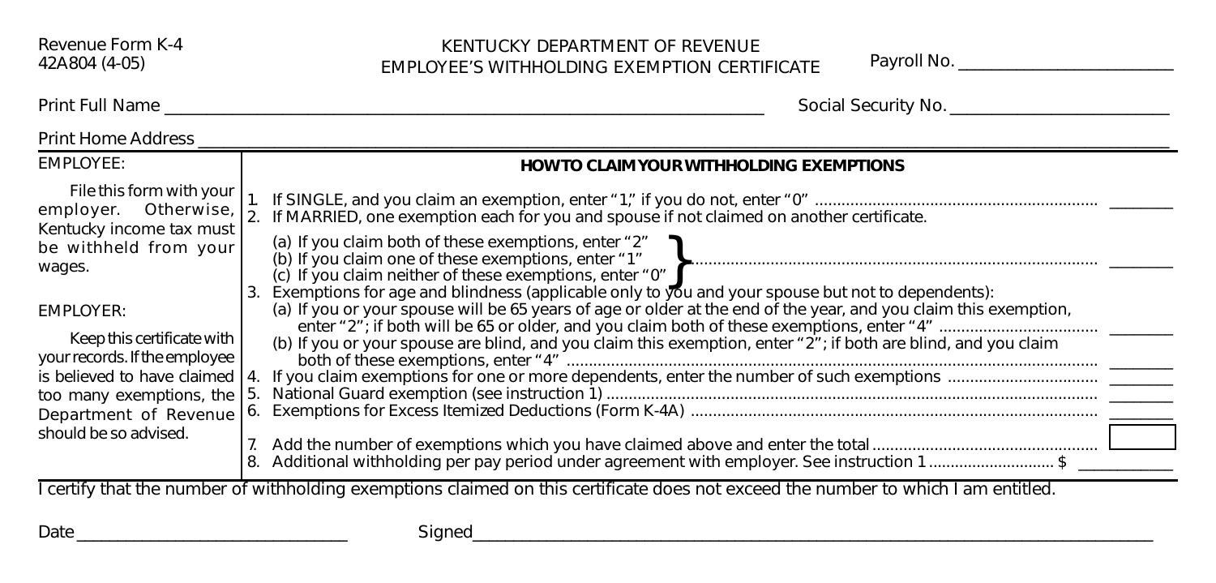Revenue Form K-4
42A804 (4-05)

KENTUCKY DEPARTMENT OF REVENUE
EMPLOYEE'S WITHHOLDING EXEMPTION CERTIFICATE

Payroll No. ______________________

Print Full Name ____________________________________________ Social Security No. ______________________

Print Home Address ______________________________________________________________________

**EMPLOYEE:**

File this form with your employer. Otherwise, Kentucky income tax must be withheld from your wages.

**EMPLOYER:**

Keep this certificate with your records. If the employee is believed to have claimed too many exemptions, the Department of Revenue should be so advised.

## HOW TO CLAIM YOUR WITHHOLDING EXEMPTIONS

1. If SINGLE, and you claim an exemption, enter "1," if you do not, enter "0" ........ ________
2. If MARRIED, one exemption each for you and spouse if not claimed on another certificate.
   (a) If you claim both of these exemptions, enter "2"
   (b) If you claim one of these exemptions, enter "1"
   (c) If you claim neither of these exemptions, enter "0" ........ ________
3. Exemptions for age and blindness (applicable only to you and your spouse but not to dependents):
   (a) If you or your spouse will be 65 years of age or older at the end of the year, and you claim this exemption, enter "2"; if both will be 65 or older, and you claim both of these exemptions, enter "4" ........ ________
   (b) If you or your spouse are blind, and you claim this exemption, enter "2"; if both are blind, and you claim both of these exemptions, enter "4" ........ ________
4. If you claim exemptions for one or more dependents, enter the number of such exemptions ........ ________
5. National Guard exemption (see instruction 1) ........ ________
6. Exemptions for Excess Itemized Deductions (Form K-4A) ........ ________
7. Add the number of exemptions which you have claimed above and enter the total ........ ________
8. Additional withholding per pay period under agreement with employer. See instruction 1 ........ $ ________

I certify that the number of withholding exemptions claimed on this certificate does not exceed the number to which I am entitled.

Date ______________________ Signed ____________________________________________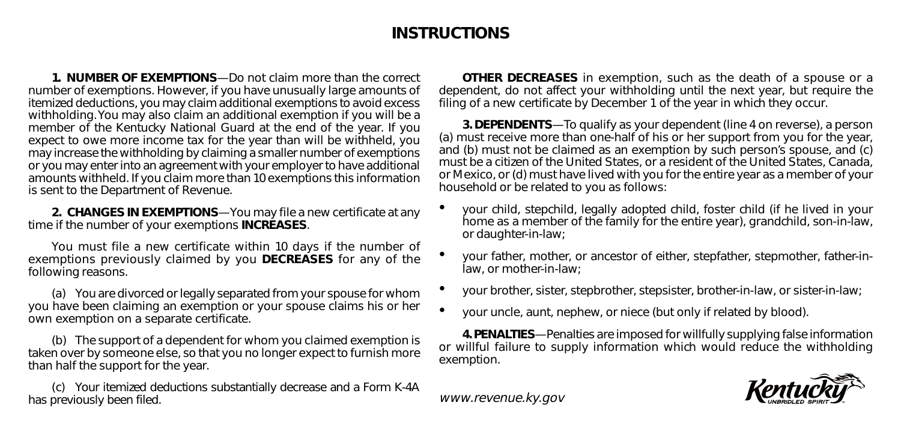# INSTRUCTIONS

**1. NUMBER OF EXEMPTIONS**—Do not claim more than the correct number of exemptions. However, if you have unusually large amounts of itemized deductions, you may claim additional exemptions to avoid excess withholding. You may also claim an additional exemption if you will be a member of the Kentucky National Guard at the end of the year. If you expect to owe more income tax for the year than will be withheld, you may increase the withholding by claiming a smaller number of exemptions or you may enter into an agreement with your employer to have additional amounts withheld. If you claim more than 10 exemptions this information is sent to the Department of Revenue.

**2. CHANGES IN EXEMPTIONS**—You may file a new certificate at any time if the number of your exemptions **INCREASES**.

You must file a new certificate within 10 days if the number of exemptions previously claimed by you **DECREASES** for any of the following reasons.

(a) You are divorced or legally separated from your spouse for whom you have been claiming an exemption or your spouse claims his or her own exemption on a separate certificate.

(b) The support of a dependent for whom you claimed exemption is taken over by someone else, so that you no longer expect to furnish more than half the support for the year.

(c) Your itemized deductions substantially decrease and a Form K-4A has previously been filed.

**OTHER DECREASES** in exemption, such as the death of a spouse or a dependent, do not affect your withholding until the next year, but require the filing of a new certificate by December 1 of the year in which they occur.

**3. DEPENDENTS**—To qualify as your dependent (line 4 on reverse), a person (a) must receive more than one-half of his or her support from you for the year, and (b) must not be claimed as an exemption by such person's spouse, and (c) must be a citizen of the United States, or a resident of the United States, Canada, or Mexico, or (d) must have lived with you for the entire year as a member of your household or be related to you as follows:

- your child, stepchild, legally adopted child, foster child (if he lived in your home as a member of the family for the entire year), grandchild, son-in-law, or daughter-in-law;
- your father, mother, or ancestor of either, stepfather, stepmother, father-in-law, or mother-in-law;
- your brother, sister, stepbrother, stepsister, brother-in-law, or sister-in-law;
- your uncle, aunt, nephew, or niece (but only if related by blood).

**4. PENALTIES**—Penalties are imposed for willfully supplying false information or willful failure to supply information which would reduce the withholding exemption.

*www.revenue.ky.gov*

Kentucky UNBRIDLED SPIRIT